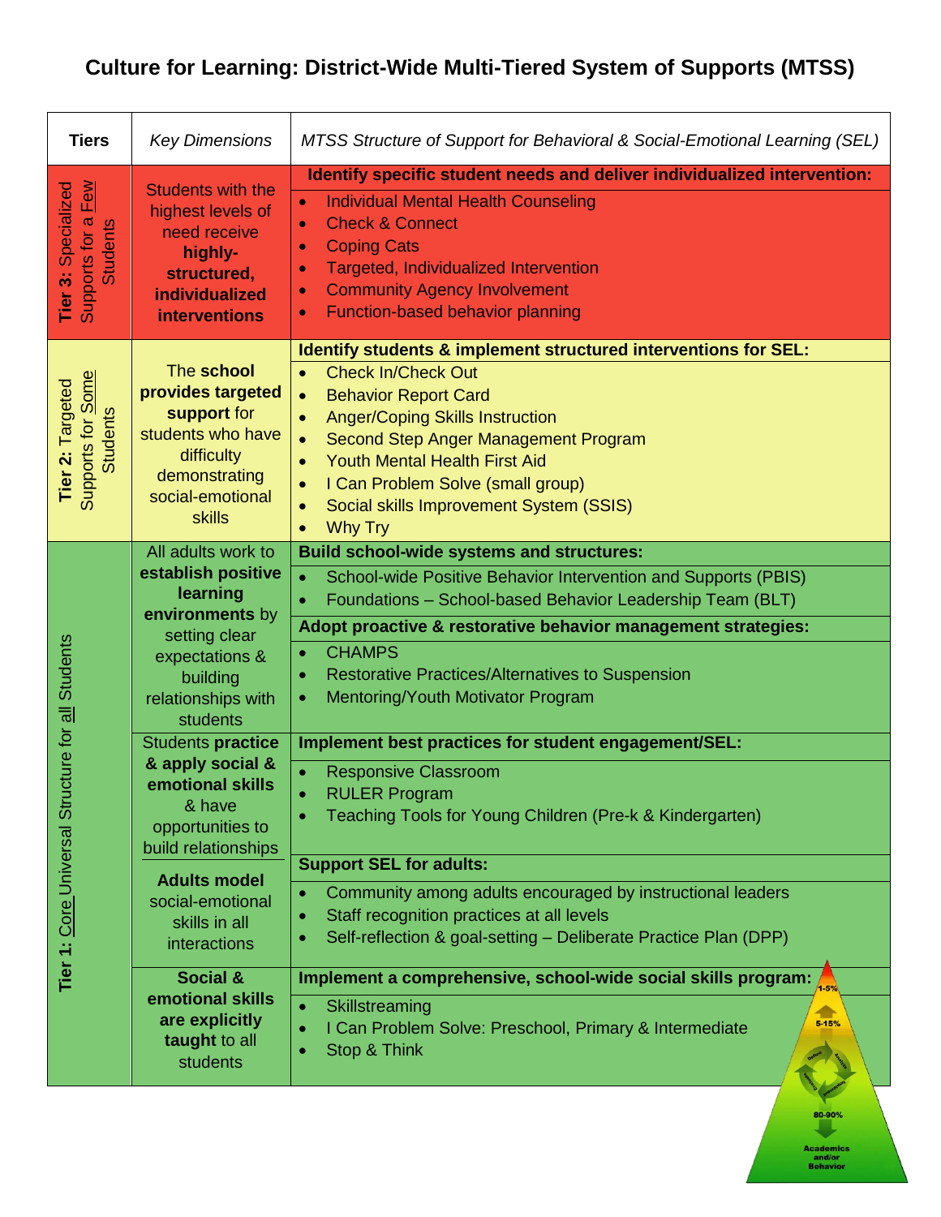# Culture for Learning: District-Wide Multi-Tiered System of Supports (MTSS)

| Tiers | *Key Dimensions* | *MTSS Structure of Support for Behavioral & Social-Emotional Learning (SEL)* |
|---|---|---|
| **Tier 3:** Specialized Supports for a Few Students | Students with the highest levels of need receive **highly-structured, individualized interventions** | **Identify specific student needs and deliver individualized intervention:**<br>• Individual Mental Health Counseling<br>• Check & Connect<br>• Coping Cats<br>• Targeted, Individualized Intervention<br>• Community Agency Involvement<br>• Function-based behavior planning |
| **Tier 2:** Targeted Supports for Some Students | The **school provides targeted support** for students who have difficulty demonstrating social-emotional skills | **Identify students & implement structured interventions for SEL:**<br>• Check In/Check Out<br>• Behavior Report Card<br>• Anger/Coping Skills Instruction<br>• Second Step Anger Management Program<br>• Youth Mental Health First Aid<br>• I Can Problem Solve (small group)<br>• Social skills Improvement System (SSIS)<br>• Why Try |
| **Tier 1:** Core Universal Structure for all Students | All adults work to **establish positive learning environments** by setting clear expectations & building relationships with students | **Build school-wide systems and structures:**<br>• School-wide Positive Behavior Intervention and Supports (PBIS)<br>• Foundations – School-based Behavior Leadership Team (BLT)<br>**Adopt proactive & restorative behavior management strategies:**<br>• CHAMPS<br>• Restorative Practices/Alternatives to Suspension<br>• Mentoring/Youth Motivator Program |
| | Students **practice & apply social & emotional skills** & have opportunities to build relationships | **Implement best practices for student engagement/SEL:**<br>• Responsive Classroom<br>• RULER Program<br>• Teaching Tools for Young Children (Pre-k & Kindergarten) |
| | **Adults model** social-emotional skills in all interactions | **Support SEL for adults:**<br>• Community among adults encouraged by instructional leaders<br>• Staff recognition practices at all levels<br>• Self-reflection & goal-setting – Deliberate Practice Plan (DPP) |
| | **Social & emotional skills are explicitly taught** to all students | **Implement a comprehensive, school-wide social skills program:**<br>• Skillstreaming<br>• I Can Problem Solve: Preschool, Primary & Intermediate<br>• Stop & Think |

1-5%

5-15%

80-90%

Academics and/or Behavior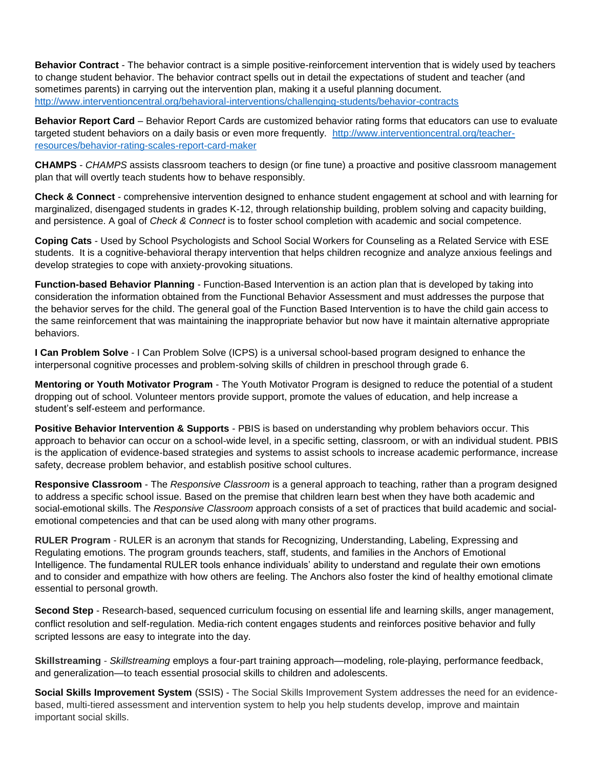**Behavior Contract** - The behavior contract is a simple positive-reinforcement intervention that is widely used by teachers to change student behavior. The behavior contract spells out in detail the expectations of student and teacher (and sometimes parents) in carrying out the intervention plan, making it a useful planning document. http://www.interventioncentral.org/behavioral-interventions/challenging-students/behavior-contracts

**Behavior Report Card** – Behavior Report Cards are customized behavior rating forms that educators can use to evaluate targeted student behaviors on a daily basis or even more frequently. http://www.interventioncentral.org/teacher-resources/behavior-rating-scales-report-card-maker

**CHAMPS** - *CHAMPS* assists classroom teachers to design (or fine tune) a proactive and positive classroom management plan that will overtly teach students how to behave responsibly.

**Check & Connect** - comprehensive intervention designed to enhance student engagement at school and with learning for marginalized, disengaged students in grades K-12, through relationship building, problem solving and capacity building, and persistence. A goal of *Check & Connect* is to foster school completion with academic and social competence.

**Coping Cats** - Used by School Psychologists and School Social Workers for Counseling as a Related Service with ESE students. It is a cognitive-behavioral therapy intervention that helps children recognize and analyze anxious feelings and develop strategies to cope with anxiety-provoking situations.

**Function-based Behavior Planning** - Function-Based Intervention is an action plan that is developed by taking into consideration the information obtained from the Functional Behavior Assessment and must addresses the purpose that the behavior serves for the child. The general goal of the Function Based Intervention is to have the child gain access to the same reinforcement that was maintaining the inappropriate behavior but now have it maintain alternative appropriate behaviors.

**I Can Problem Solve** - I Can Problem Solve (ICPS) is a universal school-based program designed to enhance the interpersonal cognitive processes and problem-solving skills of children in preschool through grade 6.

**Mentoring or Youth Motivator Program** - The Youth Motivator Program is designed to reduce the potential of a student dropping out of school. Volunteer mentors provide support, promote the values of education, and help increase a student's self-esteem and performance.

**Positive Behavior Intervention & Supports** - PBIS is based on understanding why problem behaviors occur. This approach to behavior can occur on a school-wide level, in a specific setting, classroom, or with an individual student. PBIS is the application of evidence-based strategies and systems to assist schools to increase academic performance, increase safety, decrease problem behavior, and establish positive school cultures.

**Responsive Classroom** - The *Responsive Classroom* is a general approach to teaching, rather than a program designed to address a specific school issue. Based on the premise that children learn best when they have both academic and social-emotional skills. The *Responsive Classroom* approach consists of a set of practices that build academic and social-emotional competencies and that can be used along with many other programs.

**RULER Program** - RULER is an acronym that stands for Recognizing, Understanding, Labeling, Expressing and Regulating emotions. The program grounds teachers, staff, students, and families in the Anchors of Emotional Intelligence. The fundamental RULER tools enhance individuals' ability to understand and regulate their own emotions and to consider and empathize with how others are feeling. The Anchors also foster the kind of healthy emotional climate essential to personal growth.

**Second Step** - Research-based, sequenced curriculum focusing on essential life and learning skills, anger management, conflict resolution and self-regulation. Media-rich content engages students and reinforces positive behavior and fully scripted lessons are easy to integrate into the day.

**Skillstreaming** - *Skillstreaming* employs a four-part training approach—modeling, role-playing, performance feedback, and generalization—to teach essential prosocial skills to children and adolescents.

**Social Skills Improvement System** (SSIS) - The Social Skills Improvement System addresses the need for an evidence-based, multi-tiered assessment and intervention system to help you help students develop, improve and maintain important social skills.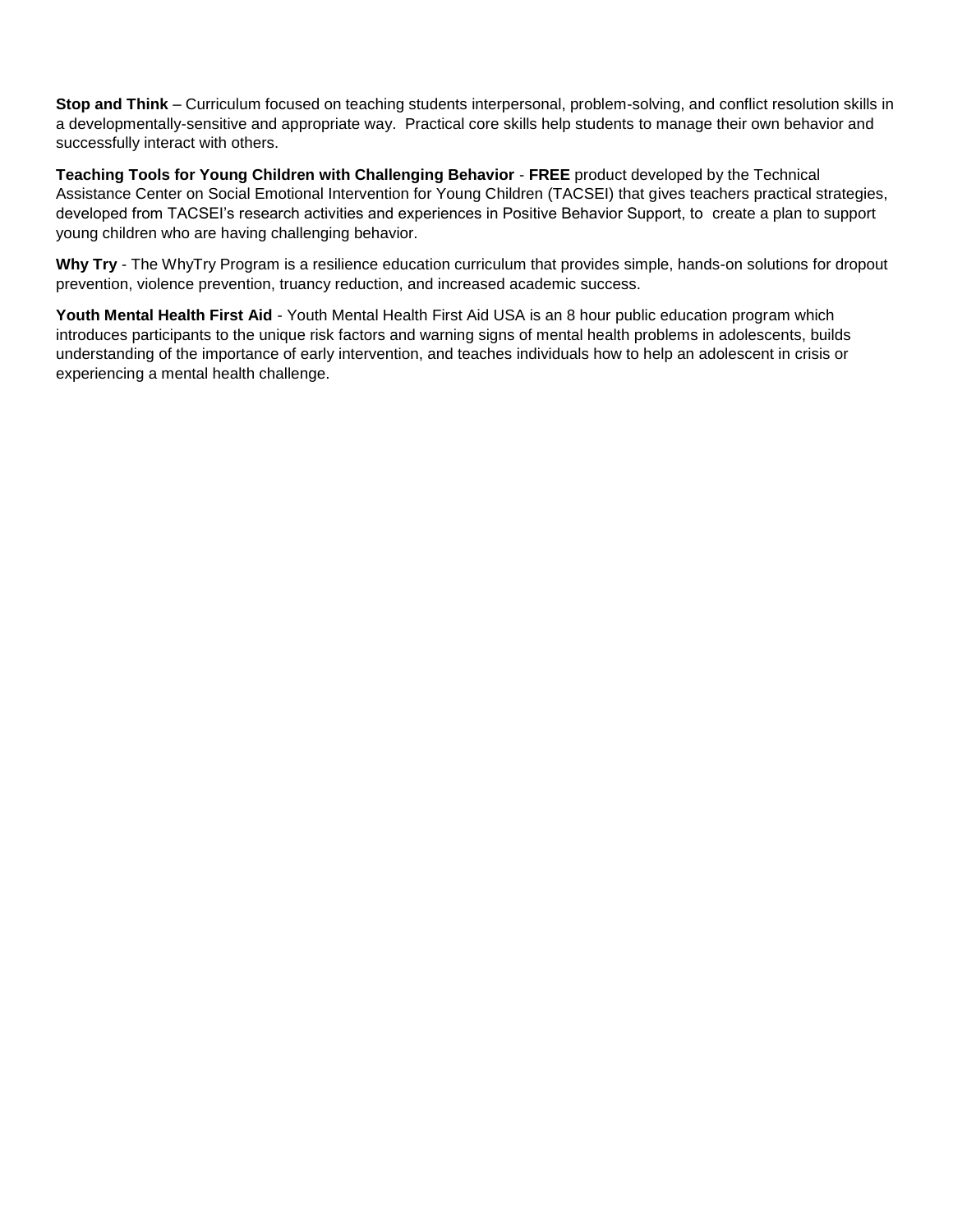**Stop and Think** – Curriculum focused on teaching students interpersonal, problem-solving, and conflict resolution skills in a developmentally-sensitive and appropriate way. Practical core skills help students to manage their own behavior and successfully interact with others.

**Teaching Tools for Young Children with Challenging Behavior** - **FREE** product developed by the Technical Assistance Center on Social Emotional Intervention for Young Children (TACSEI) that gives teachers practical strategies, developed from TACSEI's research activities and experiences in Positive Behavior Support, to create a plan to support young children who are having challenging behavior.

**Why Try** - The WhyTry Program is a resilience education curriculum that provides simple, hands-on solutions for dropout prevention, violence prevention, truancy reduction, and increased academic success.

**Youth Mental Health First Aid** - Youth Mental Health First Aid USA is an 8 hour public education program which introduces participants to the unique risk factors and warning signs of mental health problems in adolescents, builds understanding of the importance of early intervention, and teaches individuals how to help an adolescent in crisis or experiencing a mental health challenge.